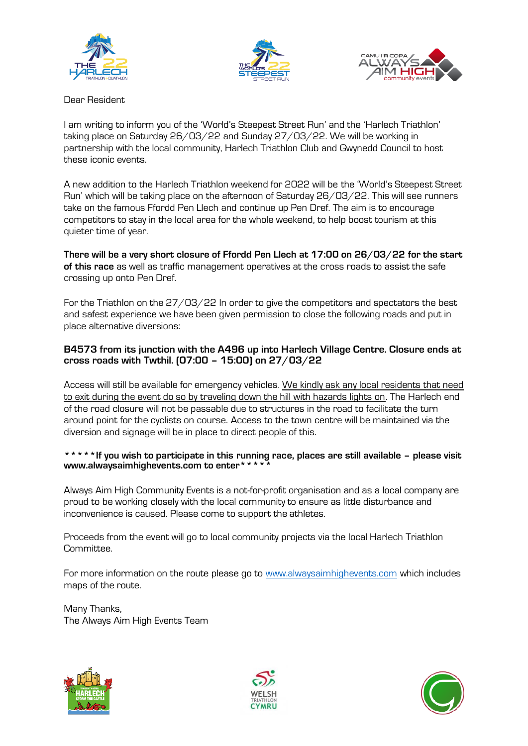Dear Resident

I am writing to inform you of the 'World's Steepest Street Run' and the 'Harlech Triathlon' taking place on Saturday 26/03/22 and Sunday 27/03/22. We will be working in partnership with the local community, Harlech Triathlon Club and Gwynedd Council to host these iconic events.

A new addition to the Harlech Triathlon weekend for 2022 will be the 'World's Steepest Street Run' which will be taking place on the afternoon of Saturday 26/03/22. This will see runners take on the famous Ffordd Pen Llech and continue up Pen Dref. The aim is to encourage competitors to stay in the local area for the whole weekend, to help boost tourism at this quieter time of year.

**There will be a very short closure of Ffordd Pen Llech at 17:00 on 26/03/22 for the start of this race** as well as traffic management operatives at the cross roads to assist the safe crossing up onto Pen Dref.

For the Triathlon on the 27/03/22 In order to give the competitors and spectators the best and safest experience we have been given permission to close the following roads and put in place alternative diversions:

**B4573 from its junction with the A496 up into Harlech Village Centre. Closure ends at cross roads with Twthil. (07:00 – 15:00) on 27/03/22**

Access will still be available for emergency vehicles. We kindly ask any local residents that need to exit during the event do so by traveling down the hill with hazards lights on. The Harlech end of the road closure will not be passable due to structures in the road to facilitate the turn around point for the cyclists on course. Access to the town centre will be maintained via the diversion and signage will be in place to direct people of this.

**\*\*\*\*\*If you wish to participate in this running race, places are still available – please visit www.alwaysaimhighevents.com to enter\*\*\*\*\***

Always Aim High Community Events is a not-for-profit organisation and as a local company are proud to be working closely with the local community to ensure as little disturbance and inconvenience is caused. Please come to support the athletes.

Proceeds from the event will go to local community projects via the local Harlech Triathlon Committee.

For more information on the route please go to www.alwaysaimhighevents.com which includes maps of the route.

Many Thanks,
The Always Aim High Events Team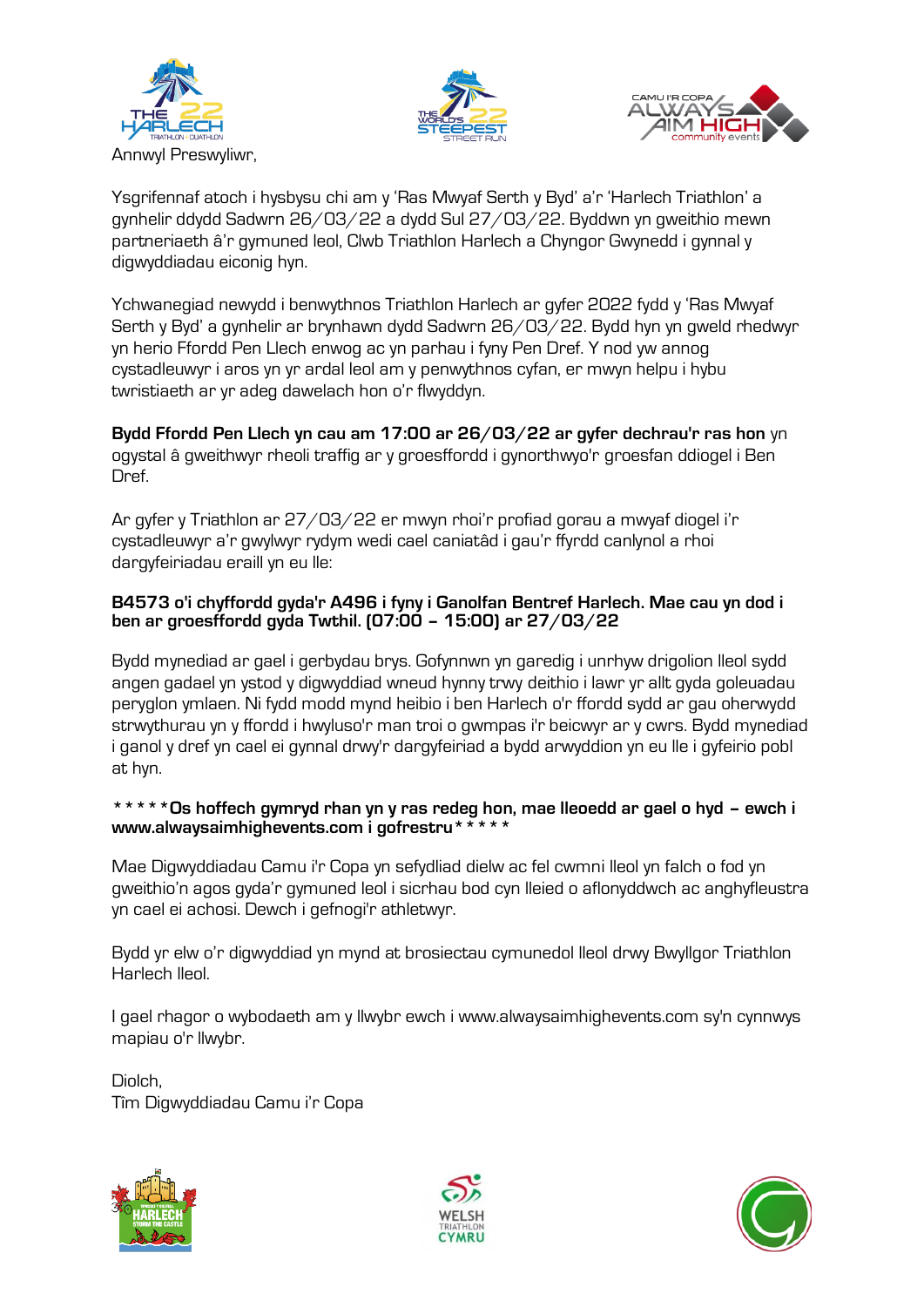Annwyl Preswyliwr,

Ysgrifennaf atoch i hysbysu chi am y 'Ras Mwyaf Serth y Byd' a'r 'Harlech Triathlon' a gynhelir ddydd Sadwrn 26/03/22 a dydd Sul 27/03/22. Byddwn yn gweithio mewn partneriaeth â'r gymuned leol, Clwb Triathlon Harlech a Chyngor Gwynedd i gynnal y digwyddiadau eiconig hyn.

Ychwanegiad newydd i benwythnos Triathlon Harlech ar gyfer 2022 fydd y 'Ras Mwyaf Serth y Byd' a gynhelir ar brynhawn dydd Sadwrn 26/03/22. Bydd hyn yn gweld rhedwyr yn herio Ffordd Pen Llech enwog ac yn parhau i fyny Pen Dref. Y nod yw annog cystadleuwyr i aros yn yr ardal leol am y penwythnos cyfan, er mwyn helpu i hybu twristiaeth ar yr adeg dawelach hon o'r flwyddyn.

**Bydd Ffordd Pen Llech yn cau am 17:00 ar 26/03/22 ar gyfer dechrau'r ras hon** yn ogystal â gweithwyr rheoli traffig ar y groesffordd i gynorthwyo'r groesfan ddiogel i Ben Dref.

Ar gyfer y Triathlon ar 27/03/22 er mwyn rhoi'r profiad gorau a mwyaf diogel i'r cystadleuwyr a'r gwylwyr rydym wedi cael caniatâd i gau'r ffyrdd canlynol a rhoi dargyfeiriadau eraill yn eu lle:

**B4573 o'i chyffordd gyda'r A496 i fyny i Ganolfan Bentref Harlech. Mae cau yn dod i ben ar groesffordd gyda Twthil. (07:00 – 15:00) ar 27/03/22**

Bydd mynediad ar gael i gerbydau brys. Gofynnwn yn garedig i unrhyw drigolion lleol sydd angen gadael yn ystod y digwyddiad wneud hynny trwy deithio i lawr yr allt gyda goleuadau peryglon ymlaen. Ni fydd modd mynd heibio i ben Harlech o'r ffordd sydd ar gau oherwydd strwythurau yn y ffordd i hwyluso'r man troi o gwmpas i'r beicwyr ar y cwrs. Bydd mynediad i ganol y dref yn cael ei gynnal drwy'r dargyfeiriad a bydd arwyddion yn eu lle i gyfeirio pobl at hyn.

**\*\*\*\*\*Os hoffech gymryd rhan yn y ras redeg hon, mae lleoedd ar gael o hyd – ewch i www.alwaysaimhighevents.com i gofrestru\*\*\*\*\***

Mae Digwyddiadau Camu i'r Copa yn sefydliad dielw ac fel cwmni lleol yn falch o fod yn gweithio'n agos gyda'r gymuned leol i sicrhau bod cyn lleied o aflonyddwch ac anghyfleustra yn cael ei achosi. Dewch i gefnogi'r athletwyr.

Bydd yr elw o'r digwyddiad yn mynd at brosiectau cymunedol lleol drwy Bwyllgor Triathlon Harlech lleol.

I gael rhagor o wybodaeth am y llwybr ewch i www.alwaysaimhighevents.com sy'n cynnwys mapiau o'r llwybr.

Diolch,
Tîm Digwyddiadau Camu i'r Copa